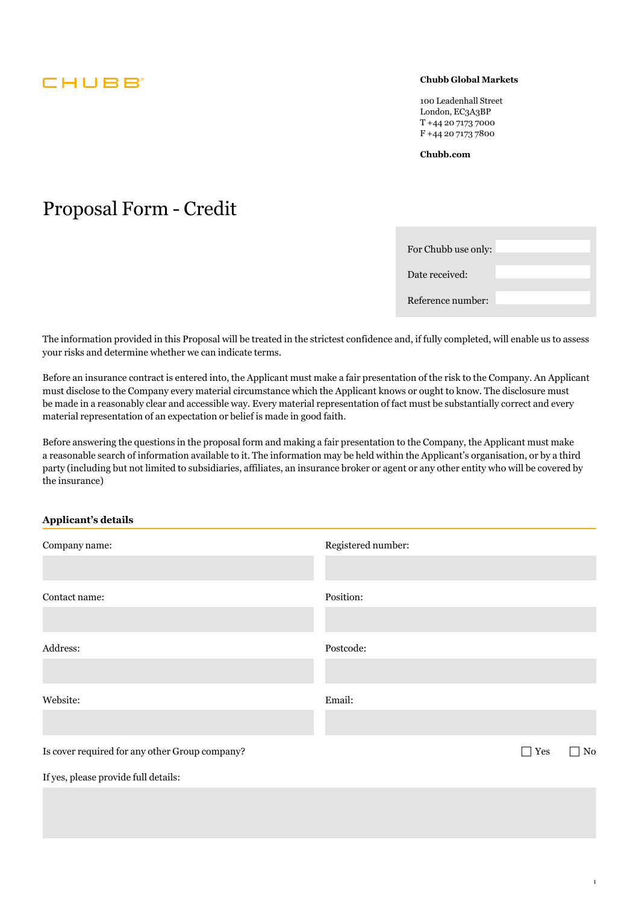CHUBB

**Chubb Global Markets**

100 Leadenhall Street
London, EC3A3BP
T +44 20 7173 7000
F +44 20 7173 7800

**Chubb.com**

# Proposal Form - Credit

| | |
|---|---|
| For Chubb use only: | |
| Date received: | |
| Reference number: | |

The information provided in this Proposal will be treated in the strictest confidence and, if fully completed, will enable us to assess your risks and determine whether we can indicate terms.

Before an insurance contract is entered into, the Applicant must make a fair presentation of the risk to the Company. An Applicant must disclose to the Company every material circumstance which the Applicant knows or ought to know. The disclosure must be made in a reasonably clear and accessible way. Every material representation of fact must be substantially correct and every material representation of an expectation or belief is made in good faith.

Before answering the questions in the proposal form and making a fair presentation to the Company, the Applicant must make a reasonable search of information available to it. The information may be held within the Applicant's organisation, or by a third party (including but not limited to subsidiaries, affiliates, an insurance broker or agent or any other entity who will be covered by the insurance)

## Applicant's details

| | |
|---|---|
| Company name: | Registered number: |
| | |
| Contact name: | Position: |
| | |
| Address: | Postcode: |
| | |
| Website: | Email: |
| | |

Is cover required for any other Group company? ☐ Yes ☐ No

If yes, please provide full details: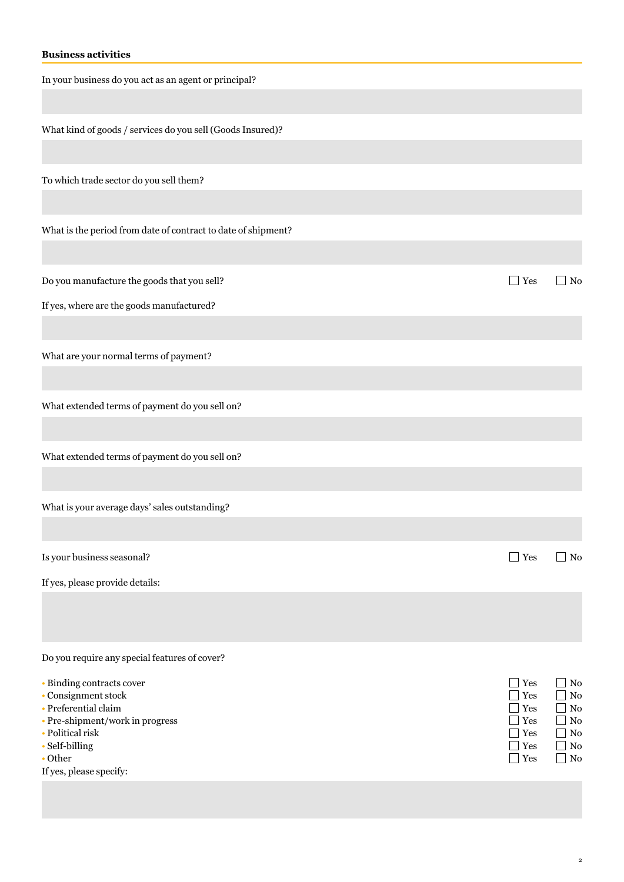**Business activities**

In your business do you act as an agent or principal?

What kind of goods / services do you sell (Goods Insured)?

To which trade sector do you sell them?

What is the period from date of contract to date of shipment?

Do you manufacture the goods that you sell? ☐ Yes ☐ No

If yes, where are the goods manufactured?

What are your normal terms of payment?

What extended terms of payment do you sell on?

What extended terms of payment do you sell on?

What is your average days' sales outstanding?

Is your business seasonal? ☐ Yes ☐ No

If yes, please provide details:

Do you require any special features of cover?

- Binding contracts cover ☐ Yes ☐ No
- Consignment stock ☐ Yes ☐ No
- Preferential claim ☐ Yes ☐ No
- Pre-shipment/work in progress ☐ Yes ☐ No
- Political risk ☐ Yes ☐ No
- Self-billing ☐ Yes ☐ No
- Other ☐ Yes ☐ No

If yes, please specify: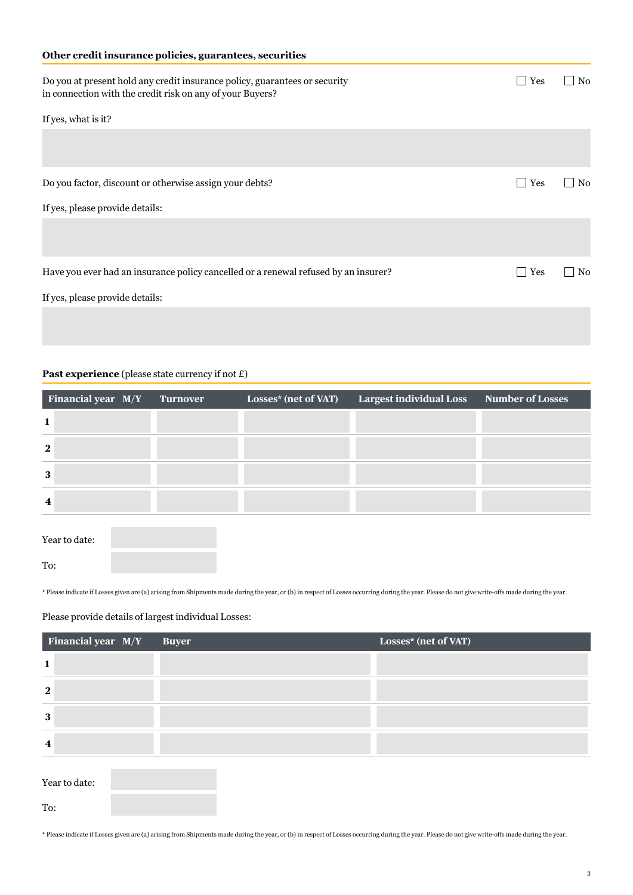**Other credit insurance policies, guarantees, securities**

Do you at present hold any credit insurance policy, guarantees or security in connection with the credit risk on any of your Buyers? ☐ Yes ☐ No

If yes, what is it?

Do you factor, discount or otherwise assign your debts? ☐ Yes ☐ No

If yes, please provide details:

Have you ever had an insurance policy cancelled or a renewal refused by an insurer? ☐ Yes ☐ No

If yes, please provide details:

**Past experience** (please state currency if not £)

| | Financial year M/Y | Turnover | Losses* (net of VAT) | Largest individual Loss | Number of Losses |
|---|---|---|---|---|---|
| 1 | | | | | |
| 2 | | | | | |
| 3 | | | | | |
| 4 | | | | | |

Year to date:

To:

* Please indicate if Losses given are (a) arising from Shipments made during the year, or (b) in respect of Losses occurring during the year. Please do not give write-offs made during the year.

Please provide details of largest individual Losses:

| | Financial year M/Y | Buyer | Losses* (net of VAT) |
|---|---|---|---|
| 1 | | | |
| 2 | | | |
| 3 | | | |
| 4 | | | |

Year to date:

To:

* Please indicate if Losses given are (a) arising from Shipments made during the year, or (b) in respect of Losses occurring during the year. Please do not give write-offs made during the year.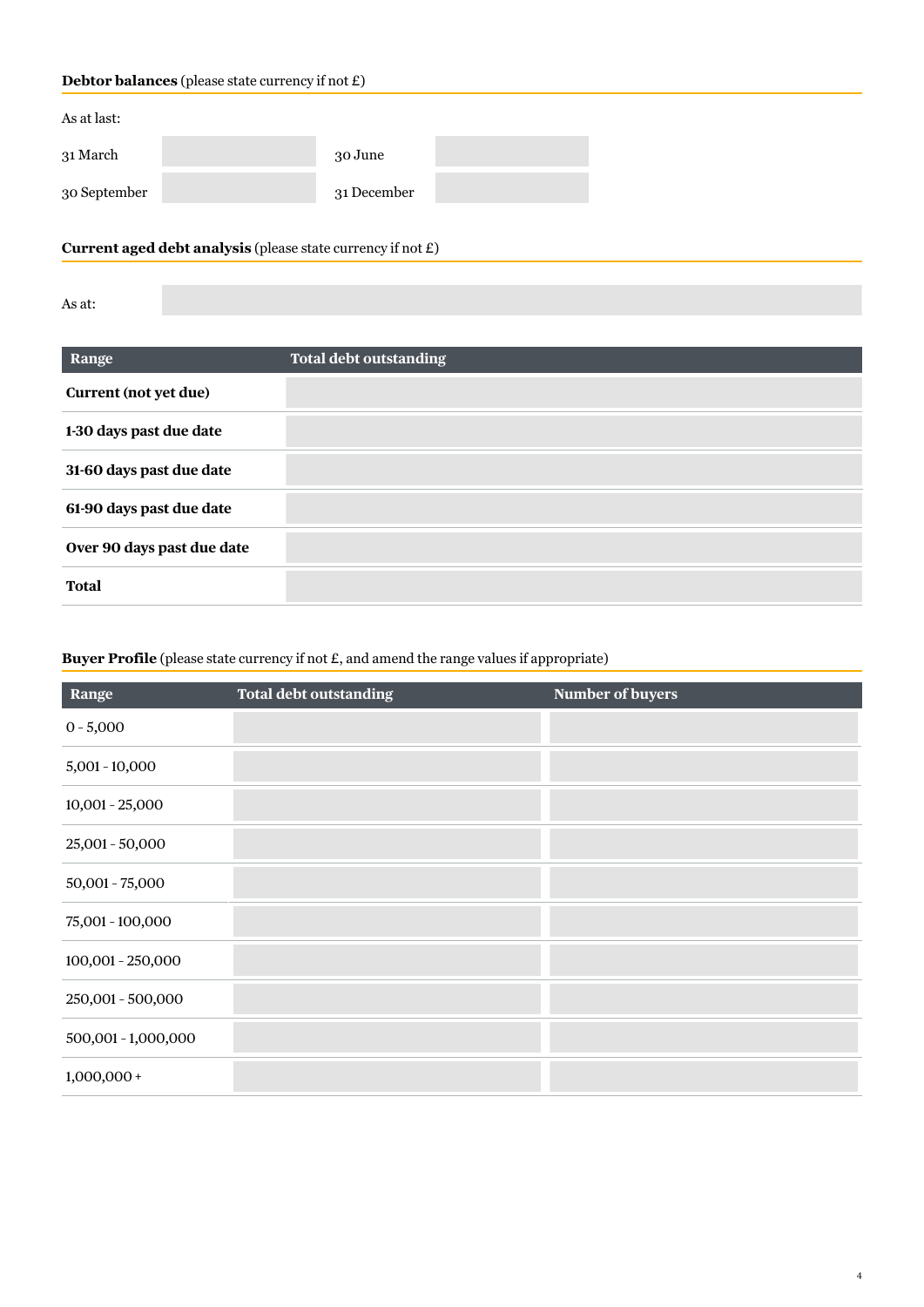**Debtor balances** (please state currency if not £)

As at last:

| | | | |
|---|---|---|---|
| 31 March | | 30 June | |
| 30 September | | 31 December | |

**Current aged debt analysis** (please state currency if not £)

As at:

| Range | Total debt outstanding |
|---|---|
| **Current (not yet due)** | |
| **1-30 days past due date** | |
| **31-60 days past due date** | |
| **61-90 days past due date** | |
| **Over 90 days past due date** | |
| **Total** | |

**Buyer Profile** (please state currency if not £, and amend the range values if appropriate)

| Range | Total debt outstanding | Number of buyers |
|---|---|---|
| 0 - 5,000 | | |
| 5,001 - 10,000 | | |
| 10,001 - 25,000 | | |
| 25,001 - 50,000 | | |
| 50,001 - 75,000 | | |
| 75,001 - 100,000 | | |
| 100,001 - 250,000 | | |
| 250,001 - 500,000 | | |
| 500,001 - 1,000,000 | | |
| 1,000,000 + | | |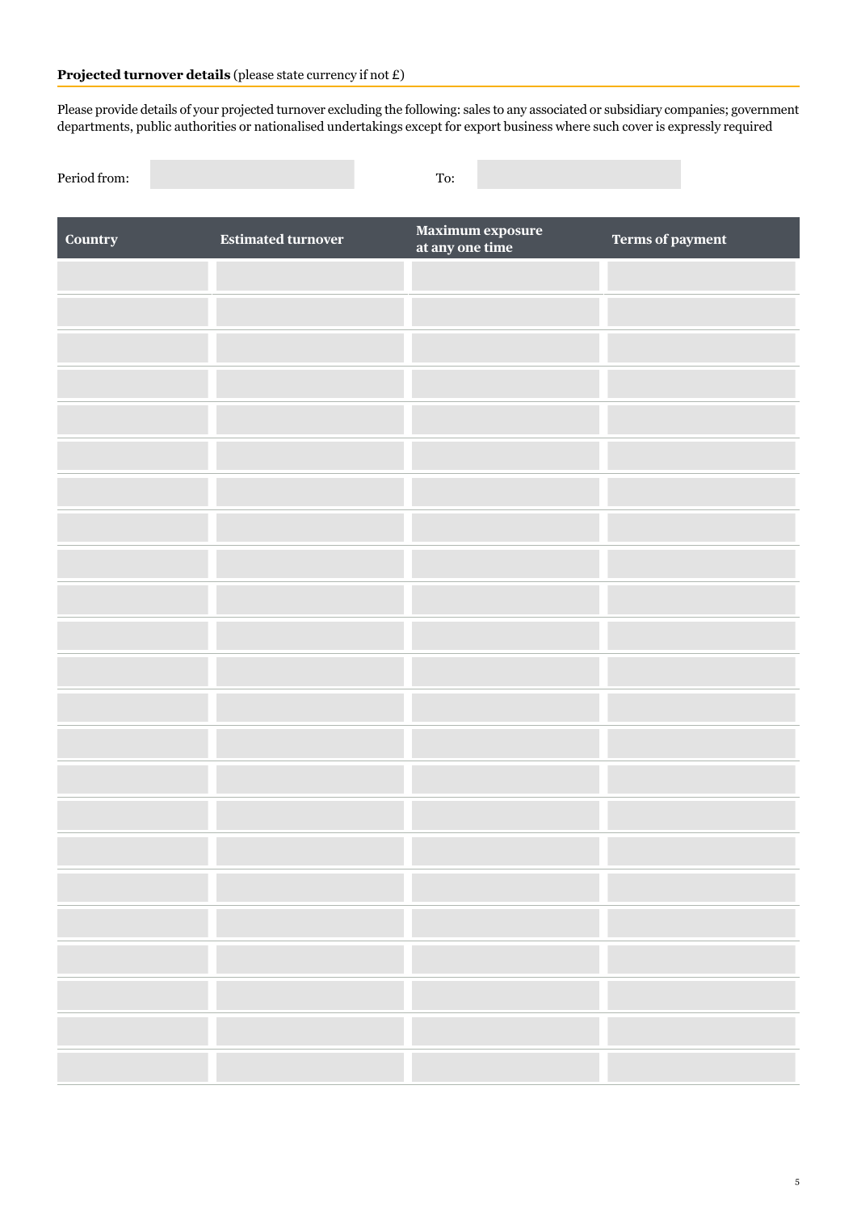**Projected turnover details** (please state currency if not £)

Please provide details of your projected turnover excluding the following: sales to any associated or subsidiary companies; government departments, public authorities or nationalised undertakings except for export business where such cover is expressly required

Period from: To:

| Country | Estimated turnover | Maximum exposure at any one time | Terms of payment |
|---|---|---|---|
| | | | |
| | | | |
| | | | |
| | | | |
| | | | |
| | | | |
| | | | |
| | | | |
| | | | |
| | | | |
| | | | |
| | | | |
| | | | |
| | | | |
| | | | |
| | | | |
| | | | |
| | | | |
| | | | |
| | | | |
| | | | |
| | | | |
| | | | |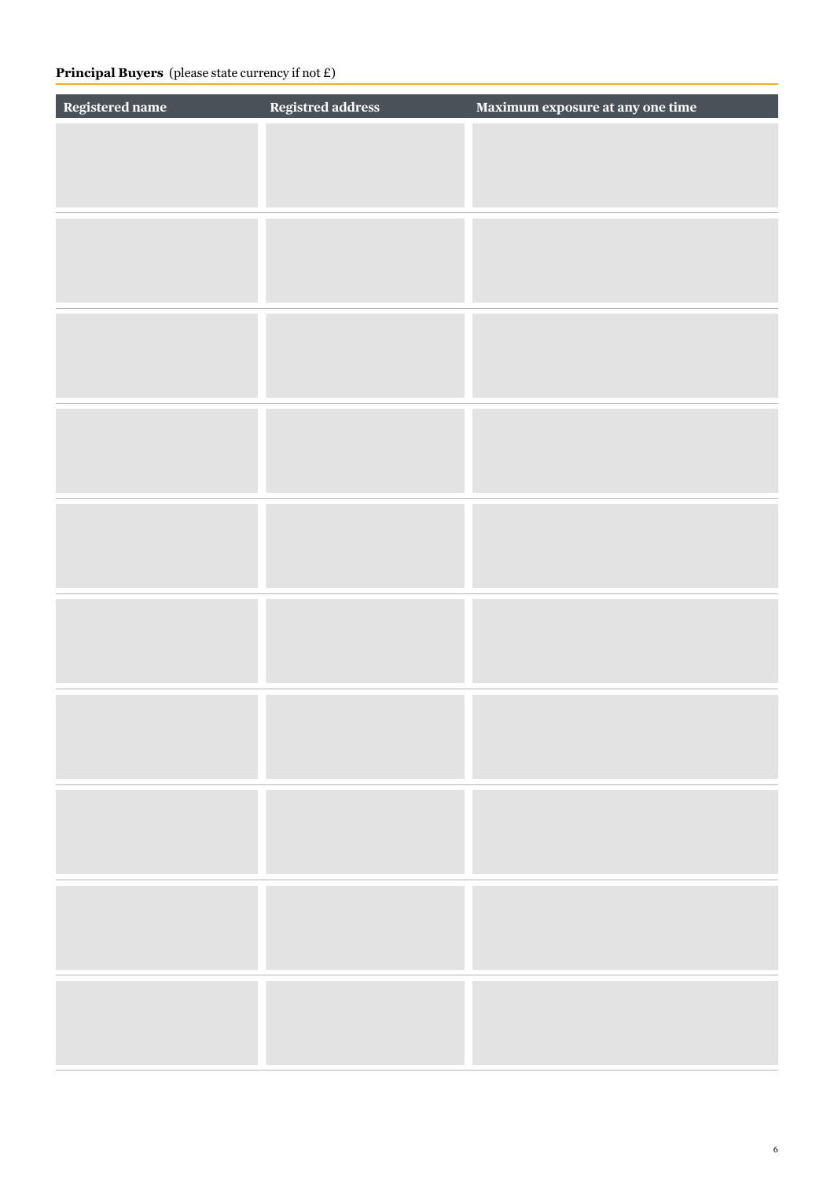**Principal Buyers** (please state currency if not £)

| Registered name | Registred address | Maximum exposure at any one time |
|---|---|---|
| | | |
| | | |
| | | |
| | | |
| | | |
| | | |
| | | |
| | | |
| | | |
| | | |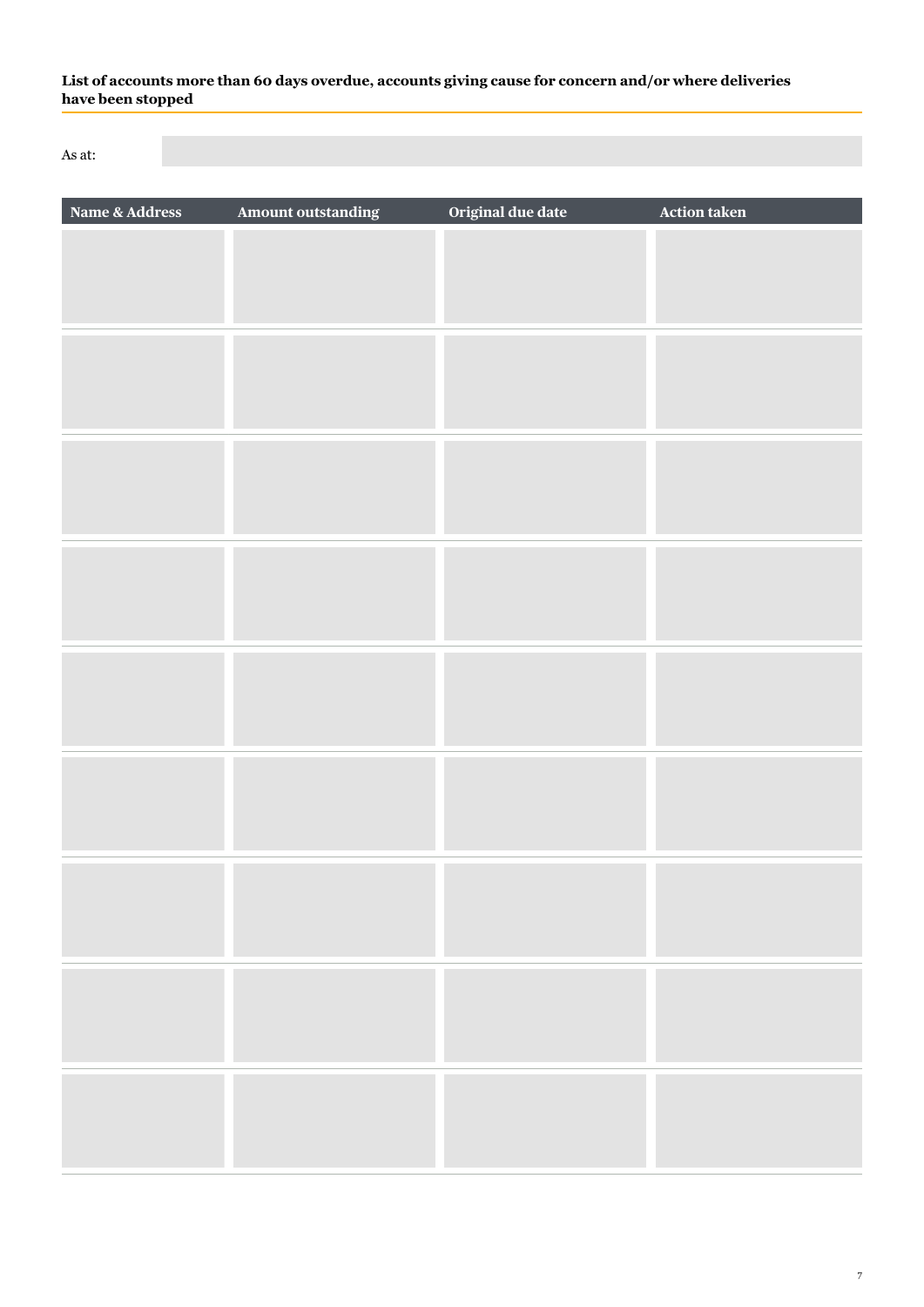**List of accounts more than 60 days overdue, accounts giving cause for concern and/or where deliveries have been stopped**

As at:

| Name & Address | Amount outstanding | Original due date | Action taken |
|---|---|---|---|
| | | | |
| | | | |
| | | | |
| | | | |
| | | | |
| | | | |
| | | | |
| | | | |
| | | | |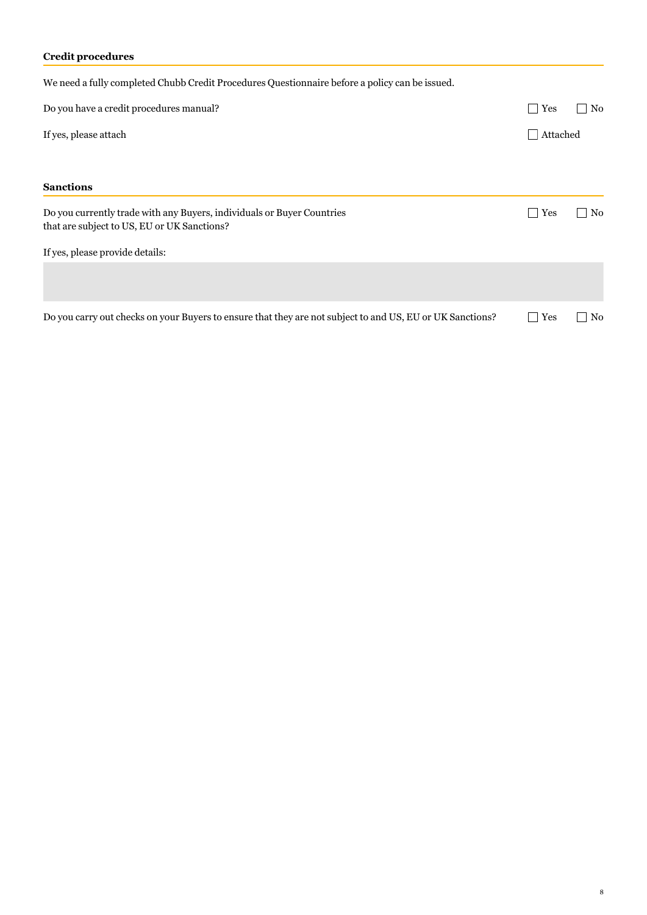## Credit procedures

We need a fully completed Chubb Credit Procedures Questionnaire before a policy can be issued.

Do you have a credit procedures manual? ☐ Yes ☐ No

If yes, please attach ☐ Attached

## Sanctions

Do you currently trade with any Buyers, individuals or Buyer Countries that are subject to US, EU or UK Sanctions? ☐ Yes ☐ No

If yes, please provide details:

Do you carry out checks on your Buyers to ensure that they are not subject to and US, EU or UK Sanctions? ☐ Yes ☐ No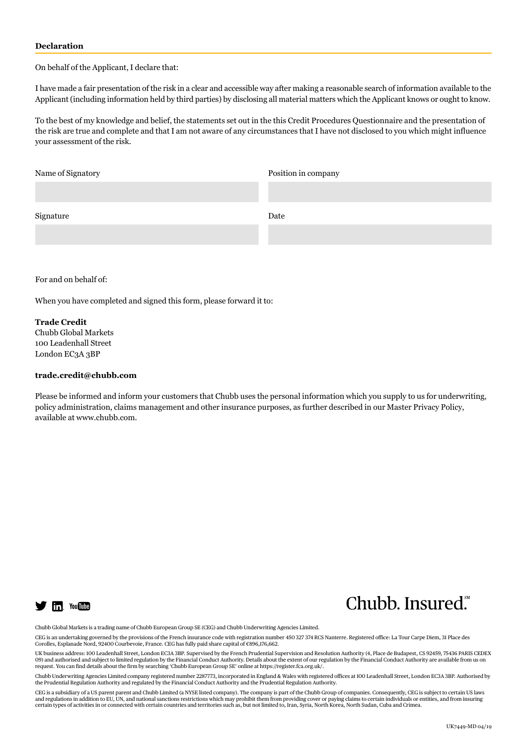**Declaration**

On behalf of the Applicant, I declare that:

I have made a fair presentation of the risk in a clear and accessible way after making a reasonable search of information available to the Applicant (including information held by third parties) by disclosing all material matters which the Applicant knows or ought to know.

To the best of my knowledge and belief, the statements set out in the this Credit Procedures Questionnaire and the presentation of the risk are true and complete and that I am not aware of any circumstances that I have not disclosed to you which might influence your assessment of the risk.

| Name of Signatory | Position in company |
| --- | --- |
| | |

| Signature | Date |
| --- | --- |
| | |

For and on behalf of:

When you have completed and signed this form, please forward it to:

**Trade Credit**
Chubb Global Markets
100 Leadenhall Street
London EC3A 3BP

**trade.credit@chubb.com**

Please be informed and inform your customers that Chubb uses the personal information which you supply to us for underwriting, policy administration, claims management and other insurance purposes, as further described in our Master Privacy Policy, available at www.chubb.com.

Chubb. Insured.SM

Chubb Global Markets is a trading name of Chubb European Group SE (CEG) and Chubb Underwriting Agencies Limited.

CEG is an undertaking governed by the provisions of the French insurance code with registration number 450 327 374 RCS Nanterre. Registered office: La Tour Carpe Diem, 31 Place des Corolles, Esplanade Nord, 92400 Courbevoie, France. CEG has fully paid share capital of €896,176,662.

UK business address: 100 Leadenhall Street, London EC3A 3BP. Supervised by the French Prudential Supervision and Resolution Authority (4, Place de Budapest, CS 92459, 75436 PARIS CEDEX 09) and authorised and subject to limited regulation by the Financial Conduct Authority. Details about the extent of our regulation by the Financial Conduct Authority are available from us on request. You can find details about the firm by searching 'Chubb European Group SE' online at https://register.fca.org.uk/.

Chubb Underwriting Agencies Limited company registered number 2287773, incorporated in England & Wales with registered offices at 100 Leadenhall Street, London EC3A 3BP. Authorised by the Prudential Regulation Authority and regulated by the Financial Conduct Authority and the Prudential Regulation Authority.

CEG is a subsidiary of a US parent parent and Chubb Limited (a NYSE listed company). The company is part of the Chubb Group of companies. Consequently, CEG is subject to certain US laws and regulations in addition to EU, UN, and national sanctions restrictions which may prohibit them from providing cover or paying claims to certain individuals or entities, and from insuring certain types of activities in or connected with certain countries and territories such as, but not limited to, Iran, Syria, North Korea, North Sudan, Cuba and Crimea.

UK7449-MD 04/19